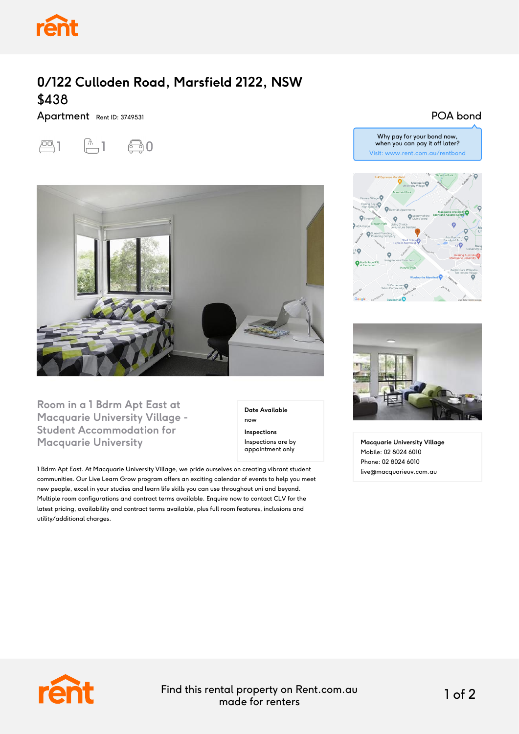# 0/122 Culloden Road, Marsfield 2122, NSW

## $438

Apartment Rent ID: 3749531

POA bond

1 1 0

Why pay for your bond now, when you can pay it off later?
Visit: www.rent.com.au/rentbond

## Room in a 1 Bdrm Apt East at Macquarie University Village - Student Accommodation for Macquarie University

**Date Available**
now

**Inspections**
Inspections are by appointment only

1 Bdrm Apt East. At Macquarie University Village, we pride ourselves on creating vibrant student communities. Our Live Learn Grow program offers an exciting calendar of events to help you meet new people, excel in your studies and learn life skills you can use throughout uni and beyond. Multiple room configurations and contract terms available. Enquire now to contact CLV for the latest pricing, availability and contract terms available, plus full room features, inclusions and utility/additional charges.

**Macquarie University Village**
Mobile: 02 8024 6010
Phone: 02 8024 6010
live@macquarieuv.com.au

Find this rental property on Rent.com.au made for renters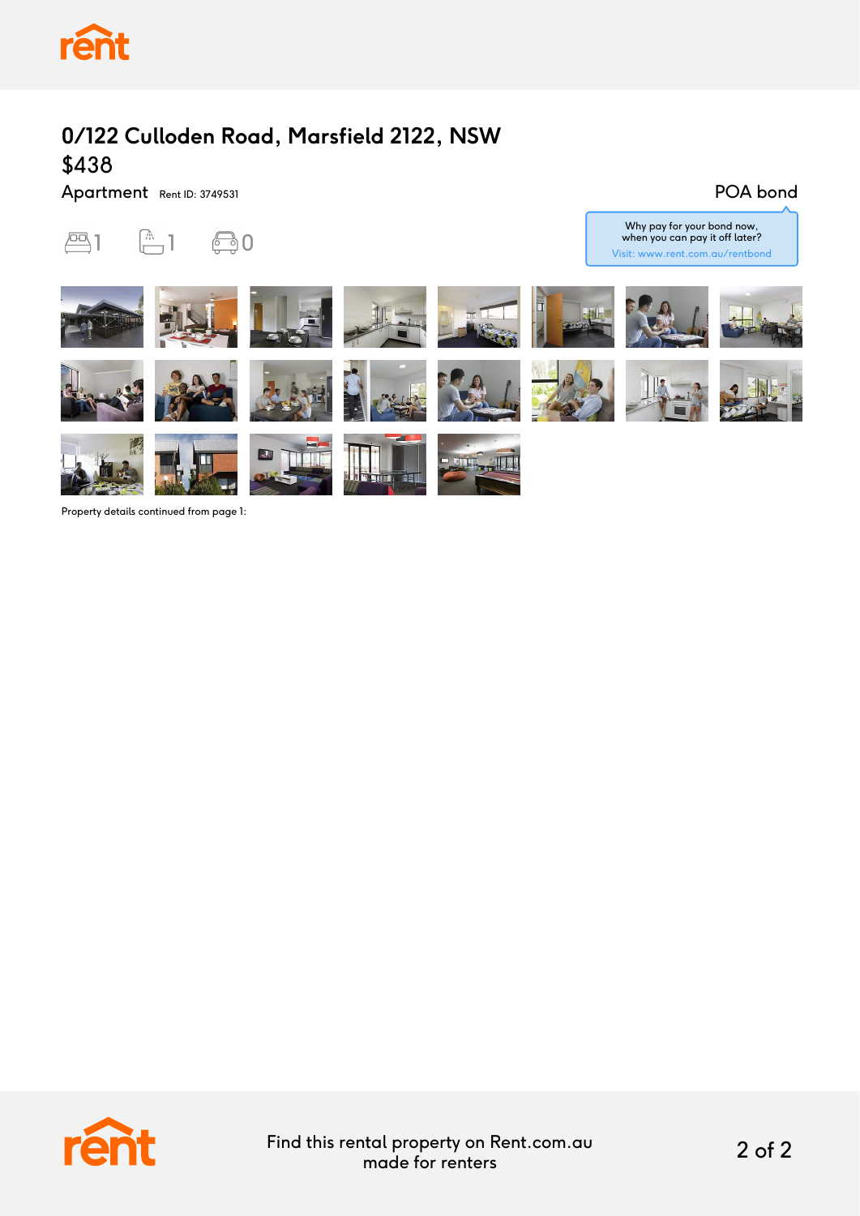# 0/122 Culloden Road, Marsfield 2122, NSW

## $438

Apartment Rent ID: 3749531

POA bond

1 1 0

Why pay for your bond now, when you can pay it off later?
Visit: www.rent.com.au/rentbond

Property details continued from page 1: